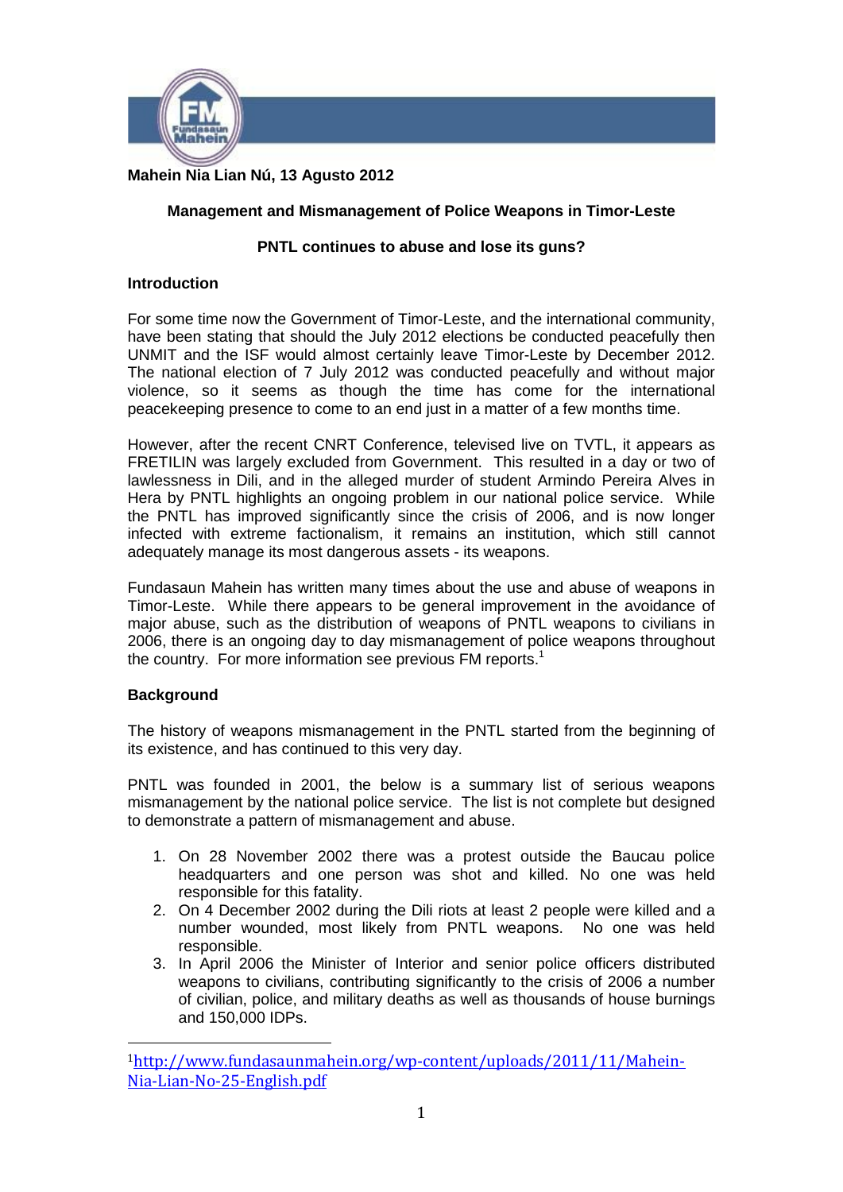**Mahein Nia Lian Nú, 13 Agusto 2012**

## Management and Mismanagement of Police Weapons in Timor-Leste

### PNTL continues to abuse and lose its guns?

### Introduction

For some time now the Government of Timor-Leste, and the international community, have been stating that should the July 2012 elections be conducted peacefully then UNMIT and the ISF would almost certainly leave Timor-Leste by December 2012. The national election of 7 July 2012 was conducted peacefully and without major violence, so it seems as though the time has come for the international peacekeeping presence to come to an end just in a matter of a few months time.

However, after the recent CNRT Conference, televised live on TVTL, it appears as FRETILIN was largely excluded from Government. This resulted in a day or two of lawlessness in Dili, and in the alleged murder of student Armindo Pereira Alves in Hera by PNTL highlights an ongoing problem in our national police service. While the PNTL has improved significantly since the crisis of 2006, and is now longer infected with extreme factionalism, it remains an institution, which still cannot adequately manage its most dangerous assets - its weapons.

Fundasaun Mahein has written many times about the use and abuse of weapons in Timor-Leste. While there appears to be general improvement in the avoidance of major abuse, such as the distribution of weapons of PNTL weapons to civilians in 2006, there is an ongoing day to day mismanagement of police weapons throughout the country. For more information see previous FM reports.[1]

### Background

The history of weapons mismanagement in the PNTL started from the beginning of its existence, and has continued to this very day.

PNTL was founded in 2001, the below is a summary list of serious weapons mismanagement by the national police service. The list is not complete but designed to demonstrate a pattern of mismanagement and abuse.

1. On 28 November 2002 there was a protest outside the Baucau police headquarters and one person was shot and killed. No one was held responsible for this fatality.
2. On 4 December 2002 during the Dili riots at least 2 people were killed and a number wounded, most likely from PNTL weapons. No one was held responsible.
3. In April 2006 the Minister of Interior and senior police officers distributed weapons to civilians, contributing significantly to the crisis of 2006 a number of civilian, police, and military deaths as well as thousands of house burnings and 150,000 IDPs.

---

[1] http://www.fundasaunmahein.org/wp-content/uploads/2011/11/Mahein-Nia-Lian-No-25-English.pdf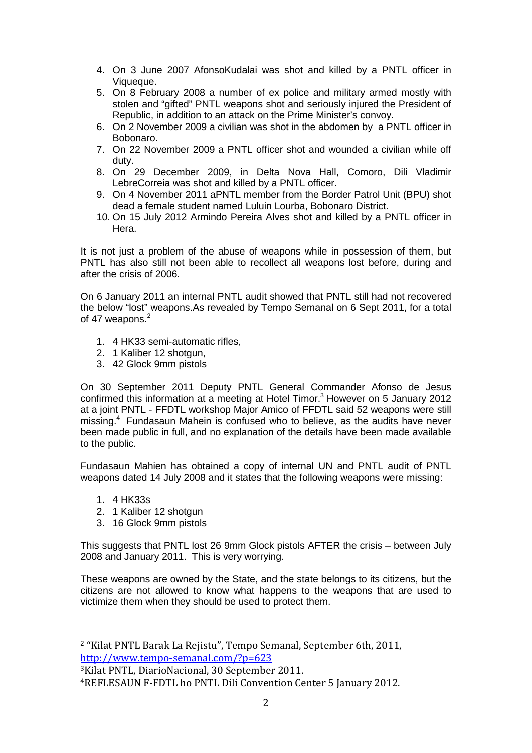4. On 3 June 2007 AfonsoKudalai was shot and killed by a PNTL officer in Viqueque.
5. On 8 February 2008 a number of ex police and military armed mostly with stolen and "gifted" PNTL weapons shot and seriously injured the President of Republic, in addition to an attack on the Prime Minister's convoy.
6. On 2 November 2009 a civilian was shot in the abdomen by a PNTL officer in Bobonaro.
7. On 22 November 2009 a PNTL officer shot and wounded a civilian while off duty.
8. On 29 December 2009, in Delta Nova Hall, Comoro, Dili Vladimir LebreCorreia was shot and killed by a PNTL officer.
9. On 4 November 2011 aPNTL member from the Border Patrol Unit (BPU) shot dead a female student named Luluin Lourba, Bobonaro District.
10. On 15 July 2012 Armindo Pereira Alves shot and killed by a PNTL officer in Hera.

It is not just a problem of the abuse of weapons while in possession of them, but PNTL has also still not been able to recollect all weapons lost before, during and after the crisis of 2006.

On 6 January 2011 an internal PNTL audit showed that PNTL still had not recovered the below "lost" weapons.As revealed by Tempo Semanal on 6 Sept 2011, for a total of 47 weapons.[2]

1. 4 HK33 semi-automatic rifles,
2. 1 Kaliber 12 shotgun,
3. 42 Glock 9mm pistols

On 30 September 2011 Deputy PNTL General Commander Afonso de Jesus confirmed this information at a meeting at Hotel Timor.[3] However on 5 January 2012 at a joint PNTL - FFDTL workshop Major Amico of FFDTL said 52 weapons were still missing.[4] Fundasaun Mahein is confused who to believe, as the audits have never been made public in full, and no explanation of the details have been made available to the public.

Fundasaun Mahien has obtained a copy of internal UN and PNTL audit of PNTL weapons dated 14 July 2008 and it states that the following weapons were missing:

1. 4 HK33s
2. 1 Kaliber 12 shotgun
3. 16 Glock 9mm pistols

This suggests that PNTL lost 26 9mm Glock pistols AFTER the crisis – between July 2008 and January 2011. This is very worrying.

These weapons are owned by the State, and the state belongs to its citizens, but the citizens are not allowed to know what happens to the weapons that are used to victimize them when they should be used to protect them.

---

[2] "Kilat PNTL Barak La Rejistu", Tempo Semanal, September 6th, 2011, http://www.tempo-semanal.com/?p=623

[3] Kilat PNTL, DiarioNacional, 30 September 2011.

[4] REFLESAUN F-FDTL ho PNTL Dili Convention Center 5 January 2012.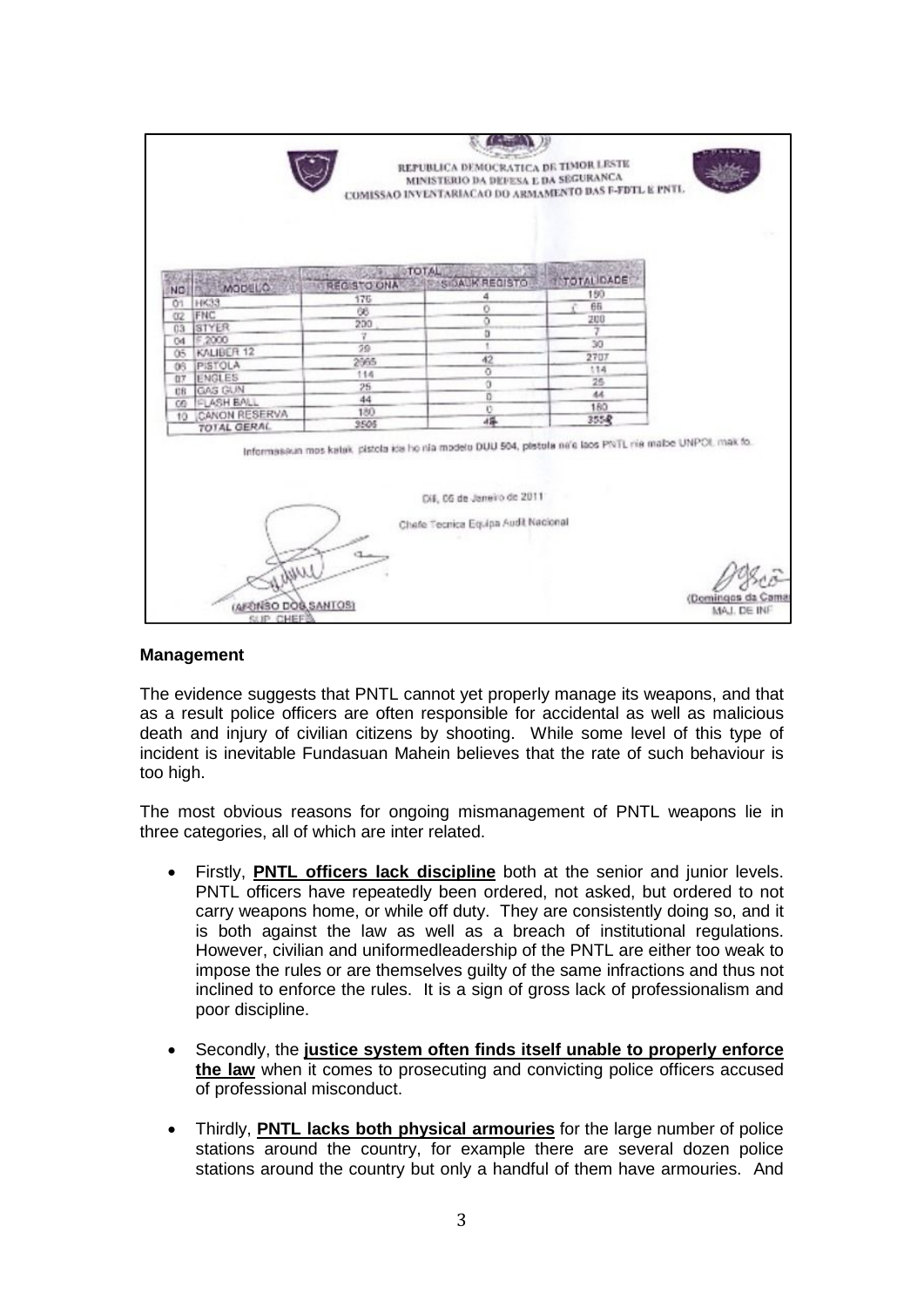REPUBLICA DEMOCRATICA DE TIMOR LESTE
MINISTERIO DA DEFESA E DA SEGURANCA
COMISSAO INVENTARIACAO DO ARMAMENTO DAS F-FDTL E PNTL

| NO | MODELO | TOTAL REGISTO ONA | TOTAL SIDAUK REGISTO | TOTALIDADE |
|---|---|---|---|---|
| 01 | HK33 | 176 | 4 | 180 |
| 02 | FNC | 66 | 0 | 66 |
| 03 | STYER | 200 | 0 | 200 |
| 04 | F 2000 | 7 | 0 | 7 |
| 05 | KALIBER 12 | 29 | 1 | 30 |
| 06 | PISTOLA | 2665 | 42 | 2707 |
| 07 | ENGLES | 114 | 0 | 114 |
| 08 | GAS GUN | 25 | 0 | 25 |
| 09 | FLASH BALL | 44 | 0 | 44 |
| 10 | CANON RESERVA | 180 | 0 | 180 |
| | TOTAL GERAL | 3506 | 45 | 3552 |

Informasaun mos katak pistola ida ho nia modelo DUU 504, pistola ne'e laos PNTL nia maibe UNPOL mak fo.

Dili, 06 de Janeiro de 2011

Chefe Tecnica Equipa Audit Nacional

(AFONSO DOS SANTOS)
SUP. CHEFE

(Domingos da Cama)
MAJ. DE INF

**Management**

The evidence suggests that PNTL cannot yet properly manage its weapons, and that as a result police officers are often responsible for accidental as well as malicious death and injury of civilian citizens by shooting. While some level of this type of incident is inevitable Fundasuan Mahein believes that the rate of such behaviour is too high.

The most obvious reasons for ongoing mismanagement of PNTL weapons lie in three categories, all of which are inter related.

- Firstly, **PNTL officers lack discipline** both at the senior and junior levels. PNTL officers have repeatedly been ordered, not asked, but ordered to not carry weapons home, or while off duty. They are consistently doing so, and it is both against the law as well as a breach of institutional regulations. However, civilian and uniformedleadership of the PNTL are either too weak to impose the rules or are themselves guilty of the same infractions and thus not inclined to enforce the rules. It is a sign of gross lack of professionalism and poor discipline.

- Secondly, the **justice system often finds itself unable to properly enforce the law** when it comes to prosecuting and convicting police officers accused of professional misconduct.

- Thirdly, **PNTL lacks both physical armouries** for the large number of police stations around the country, for example there are several dozen police stations around the country but only a handful of them have armouries. And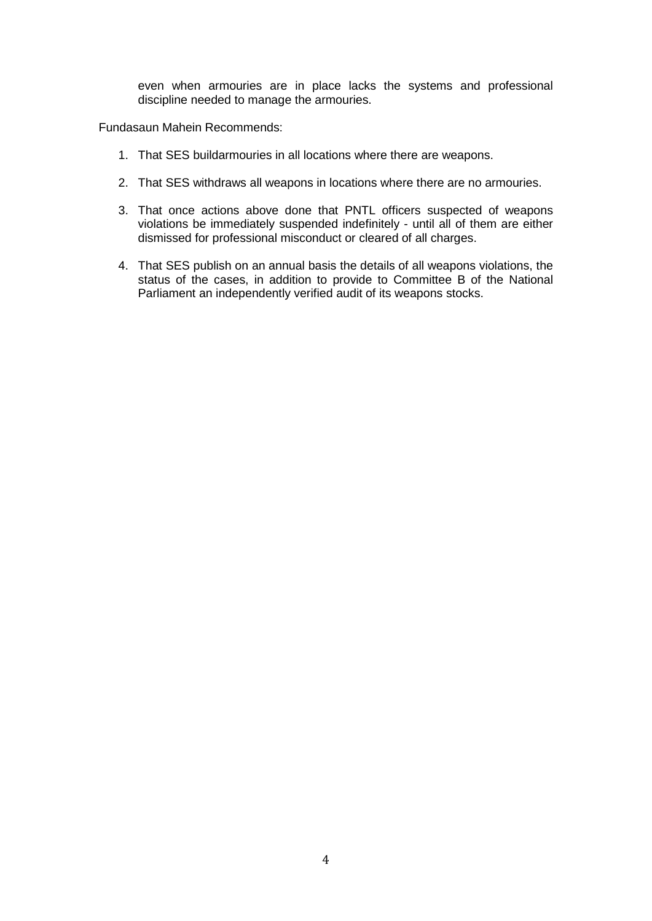even when armouries are in place lacks the systems and professional discipline needed to manage the armouries.

Fundasaun Mahein Recommends:

1. That SES buildarmouries in all locations where there are weapons.

2. That SES withdraws all weapons in locations where there are no armouries.

3. That once actions above done that PNTL officers suspected of weapons violations be immediately suspended indefinitely - until all of them are either dismissed for professional misconduct or cleared of all charges.

4. That SES publish on an annual basis the details of all weapons violations, the status of the cases, in addition to provide to Committee B of the National Parliament an independently verified audit of its weapons stocks.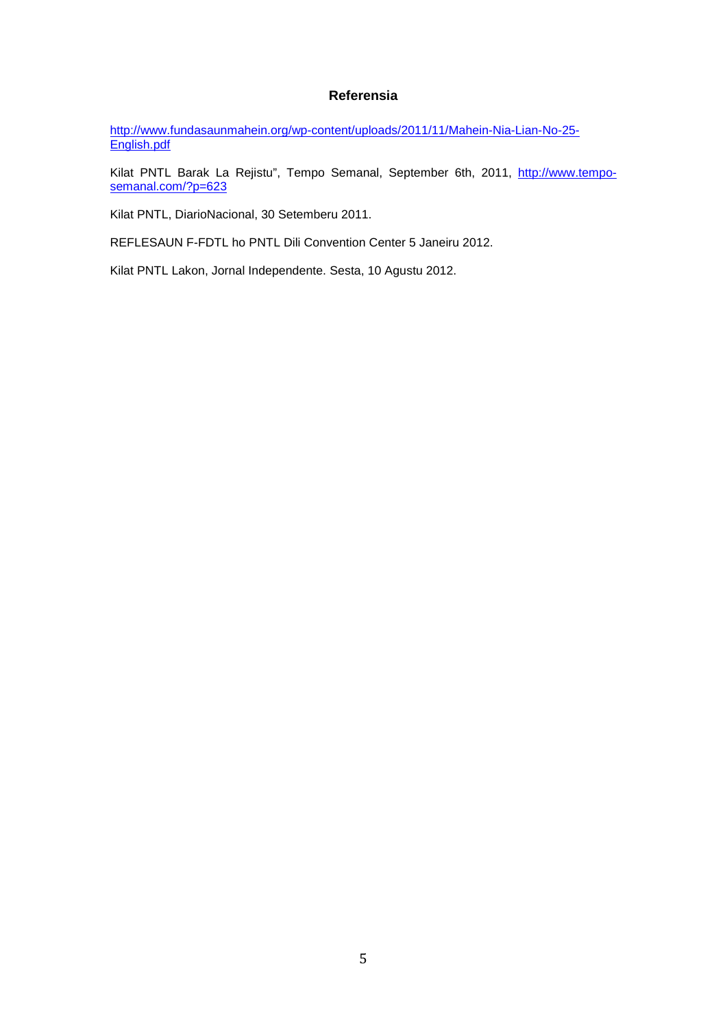## Referensia

http://www.fundasaunmahein.org/wp-content/uploads/2011/11/Mahein-Nia-Lian-No-25-English.pdf

Kilat PNTL Barak La Rejistu", Tempo Semanal, September 6th, 2011, http://www.tempo-semanal.com/?p=623

Kilat PNTL, DiarioNacional, 30 Setemberu 2011.

REFLESAUN F-FDTL ho PNTL Dili Convention Center 5 Janeiru 2012.

Kilat PNTL Lakon, Jornal Independente. Sesta, 10 Agustu 2012.